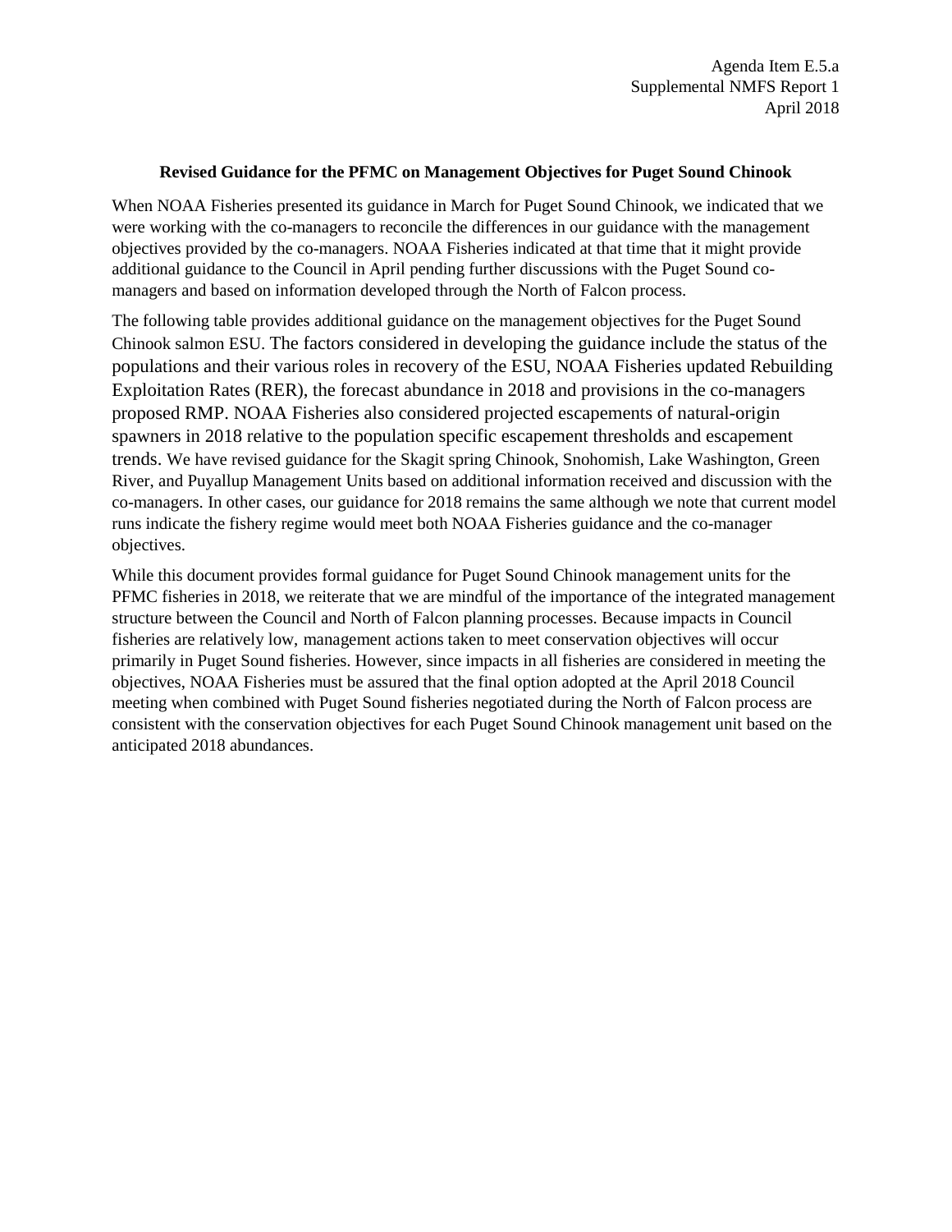Agenda Item E.5.a
Supplemental NMFS Report 1
April 2018

**Revised Guidance for the PFMC on Management Objectives for Puget Sound Chinook**

When NOAA Fisheries presented its guidance in March for Puget Sound Chinook, we indicated that we were working with the co-managers to reconcile the differences in our guidance with the management objectives provided by the co-managers. NOAA Fisheries indicated at that time that it might provide additional guidance to the Council in April pending further discussions with the Puget Sound co-managers and based on information developed through the North of Falcon process.

The following table provides additional guidance on the management objectives for the Puget Sound Chinook salmon ESU. The factors considered in developing the guidance include the status of the populations and their various roles in recovery of the ESU, NOAA Fisheries updated Rebuilding Exploitation Rates (RER), the forecast abundance in 2018 and provisions in the co-managers proposed RMP. NOAA Fisheries also considered projected escapements of natural-origin spawners in 2018 relative to the population specific escapement thresholds and escapement trends. We have revised guidance for the Skagit spring Chinook, Snohomish, Lake Washington, Green River, and Puyallup Management Units based on additional information received and discussion with the co-managers. In other cases, our guidance for 2018 remains the same although we note that current model runs indicate the fishery regime would meet both NOAA Fisheries guidance and the co-manager objectives.

While this document provides formal guidance for Puget Sound Chinook management units for the PFMC fisheries in 2018, we reiterate that we are mindful of the importance of the integrated management structure between the Council and North of Falcon planning processes. Because impacts in Council fisheries are relatively low, management actions taken to meet conservation objectives will occur primarily in Puget Sound fisheries. However, since impacts in all fisheries are considered in meeting the objectives, NOAA Fisheries must be assured that the final option adopted at the April 2018 Council meeting when combined with Puget Sound fisheries negotiated during the North of Falcon process are consistent with the conservation objectives for each Puget Sound Chinook management unit based on the anticipated 2018 abundances.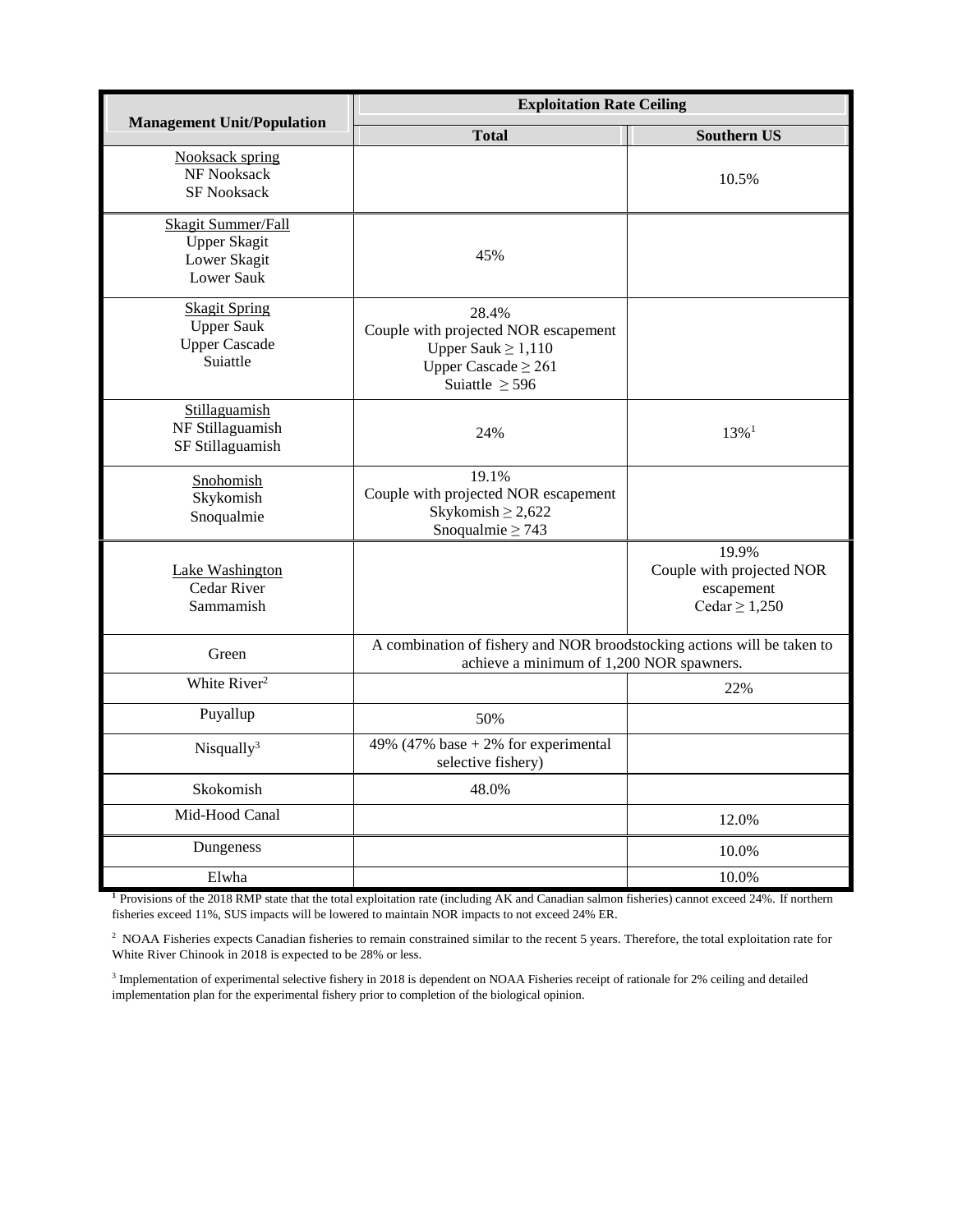| Management Unit/Population | Exploitation Rate Ceiling | |
|---|---|---|
| | Total | Southern US |
| Nooksack spring<br>NF Nooksack<br>SF Nooksack | | 10.5% |
| Skagit Summer/Fall<br>Upper Skagit<br>Lower Skagit<br>Lower Sauk | 45% | |
| Skagit Spring<br>Upper Sauk<br>Upper Cascade<br>Suiattle | 28.4%<br>Couple with projected NOR escapement<br>Upper Sauk ≥ 1,110<br>Upper Cascade ≥ 261<br>Suiattle ≥ 596 | |
| Stillaguamish<br>NF Stillaguamish<br>SF Stillaguamish | 24% | 13%[1] |
| Snohomish<br>Skykomish<br>Snoqualmie | 19.1%<br>Couple with projected NOR escapement<br>Skykomish ≥ 2,622<br>Snoqualmie ≥ 743 | |
| Lake Washington<br>Cedar River<br>Sammamish | | 19.9%<br>Couple with projected NOR escapement<br>Cedar ≥ 1,250 |
| Green | A combination of fishery and NOR broodstocking actions will be taken to achieve a minimum of 1,200 NOR spawners. | |
| White River[2] | | 22% |
| Puyallup | 50% | |
| Nisqually[3] | 49% (47% base + 2% for experimental selective fishery) | |
| Skokomish | 48.0% | |
| Mid-Hood Canal | | 12.0% |
| Dungeness | | 10.0% |
| Elwha | | 10.0% |

[1] Provisions of the 2018 RMP state that the total exploitation rate (including AK and Canadian salmon fisheries) cannot exceed 24%. If northern fisheries exceed 11%, SUS impacts will be lowered to maintain NOR impacts to not exceed 24% ER.

[2] NOAA Fisheries expects Canadian fisheries to remain constrained similar to the recent 5 years. Therefore, the total exploitation rate for White River Chinook in 2018 is expected to be 28% or less.

[3] Implementation of experimental selective fishery in 2018 is dependent on NOAA Fisheries receipt of rationale for 2% ceiling and detailed implementation plan for the experimental fishery prior to completion of the biological opinion.